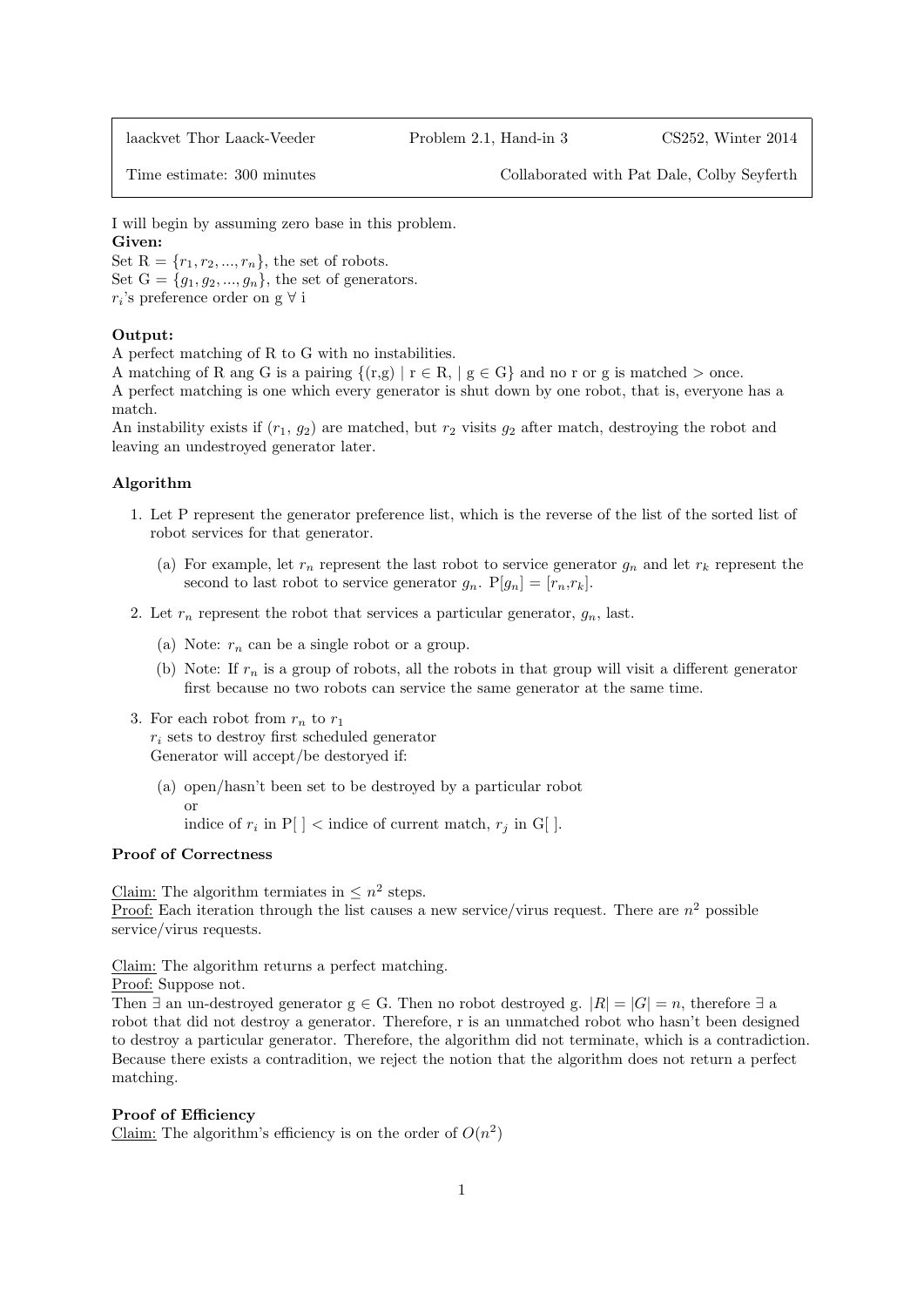| laackvet Thor Laack-Veeder | Problem 2.1, Hand-in 3 | CS252, Winter 2014 |
| --- | --- | --- |
| Time estimate: 300 minutes | | Collaborated with Pat Dale, Colby Seyferth |

I will begin by assuming zero base in this problem.

**Given:**

Set R = $\{r_1, r_2, ..., r_n\}$, the set of robots.

Set G = $\{g_1, g_2, ..., g_n\}$, the set of generators.

$r_i$'s preference order on g $\forall$ i

**Output:**

A perfect matching of R to G with no instabilities.

A matching of R ang G is a pairing $\{(r,g) \mid r \in R, \mid g \in G\}$ and no r or g is matched > once.

A perfect matching is one which every generator is shut down by one robot, that is, everyone has a match.

An instability exists if ($r_1$, $g_2$) are matched, but $r_2$ visits $g_2$ after match, destroying the robot and leaving an undestroyed generator later.

**Algorithm**

1. Let P represent the generator preference list, which is the reverse of the list of the sorted list of robot services for that generator.
   (a) For example, let $r_n$ represent the last robot to service generator $g_n$ and let $r_k$ represent the second to last robot to service generator $g_n$. P[$g_n$] = [$r_n$,$r_k$].
2. Let $r_n$ represent the robot that services a particular generator, $g_n$, last.
   (a) Note: $r_n$ can be a single robot or a group.
   (b) Note: If $r_n$ is a group of robots, all the robots in that group will visit a different generator first because no two robots can service the same generator at the same time.
3. For each robot from $r_n$ to $r_1$
   $r_i$ sets to destroy first scheduled generator
   Generator will accept/be destoryed if:
   (a) open/hasn't been set to be destroyed by a particular robot
       or
       indice of $r_i$ in P[ ] < indice of current match, $r_j$ in G[ ].

**Proof of Correctness**

Claim: The algorithm termiates in $\leq n^2$ steps.

Proof: Each iteration through the list causes a new service/virus request. There are $n^2$ possible service/virus requests.

Claim: The algorithm returns a perfect matching.

Proof: Suppose not.

Then $\exists$ an un-destroyed generator g $\in$ G. Then no robot destroyed g. $|R| = |G| = n$, therefore $\exists$ a robot that did not destroy a generator. Therefore, r is an unmatched robot who hasn't been designed to destroy a particular generator. Therefore, the algorithm did not terminate, which is a contradiction. Because there exists a contradition, we reject the notion that the algorithm does not return a perfect matching.

**Proof of Efficiency**

Claim: The algorithm's efficiency is on the order of $O(n^2)$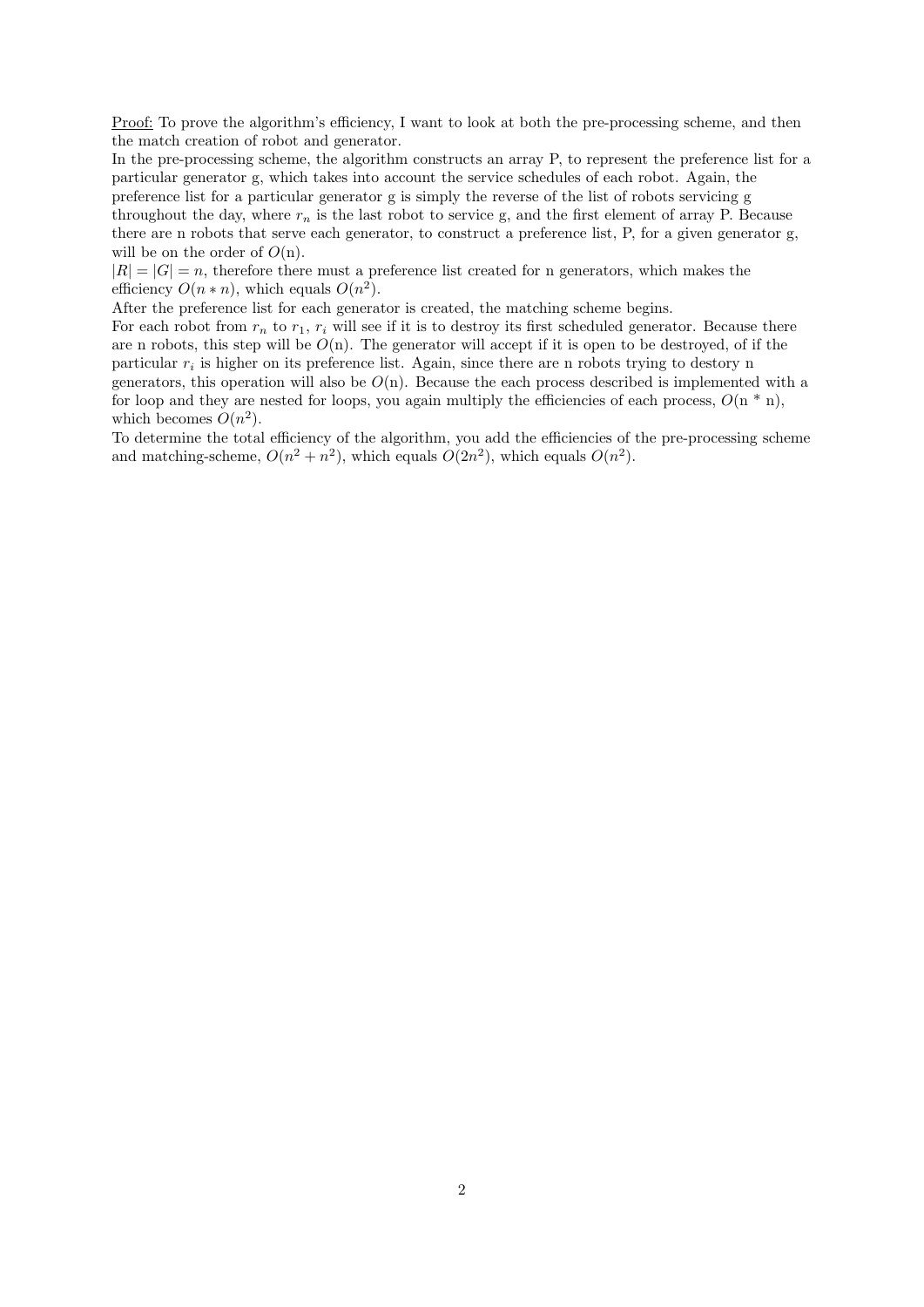<u>Proof:</u> To prove the algorithm's efficiency, I want to look at both the pre-processing scheme, and then the match creation of robot and generator.

In the pre-processing scheme, the algorithm constructs an array P, to represent the preference list for a particular generator g, which takes into account the service schedules of each robot. Again, the preference list for a particular generator g is simply the reverse of the list of robots servicing g throughout the day, where $r_n$ is the last robot to service g, and the first element of array P. Because there are n robots that serve each generator, to construct a preference list, P, for a given generator g, will be on the order of $O$(n).

$|R| = |G| = n$, therefore there must a preference list created for n generators, which makes the efficiency $O(n * n)$, which equals $O(n^2)$.

After the preference list for each generator is created, the matching scheme begins.

For each robot from $r_n$ to $r_1$, $r_i$ will see if it is to destroy its first scheduled generator. Because there are n robots, this step will be $O$(n). The generator will accept if it is open to be destroyed, of if the particular $r_i$ is higher on its preference list. Again, since there are n robots trying to destory n generators, this operation will also be $O$(n). Because the each process described is implemented with a for loop and they are nested for loops, you again multiply the efficiencies of each process, $O$(n * n), which becomes $O(n^2)$.

To determine the total efficiency of the algorithm, you add the efficiencies of the pre-processing scheme and matching-scheme, $O(n^2 + n^2)$, which equals $O(2n^2)$, which equals $O(n^2)$.